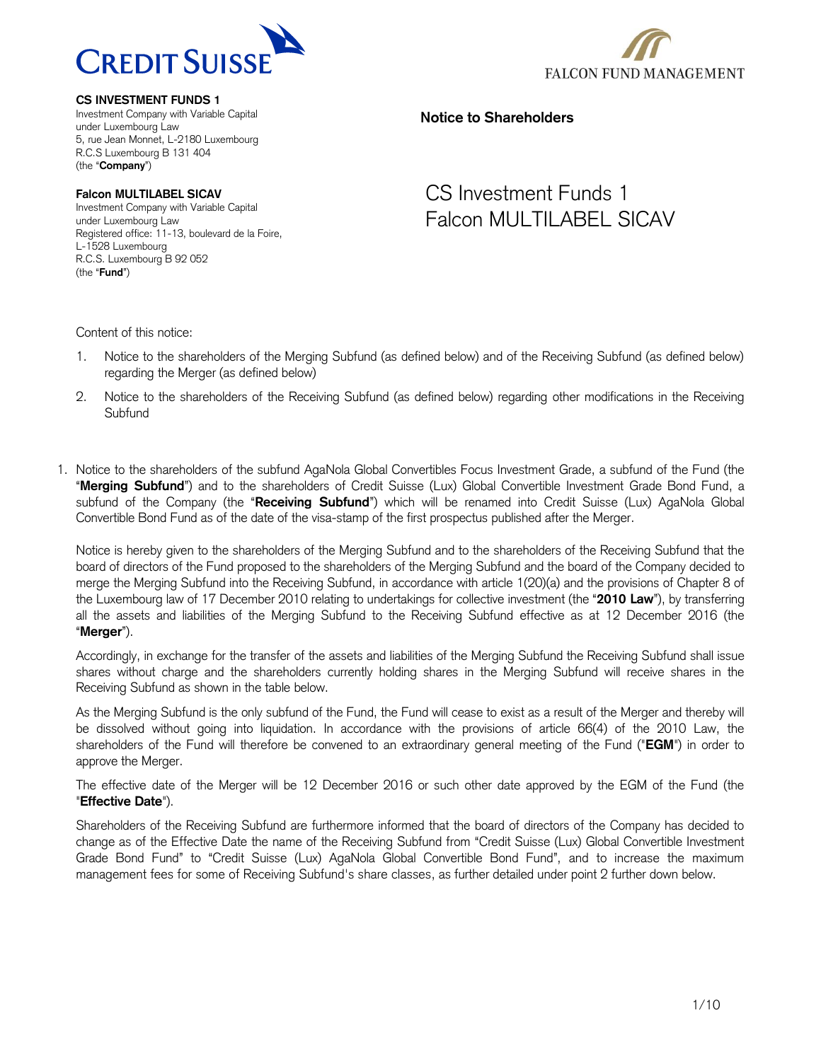**CS INVESTMENT FUNDS 1**
Investment Company with Variable Capital
under Luxembourg Law
5, rue Jean Monnet, L-2180 Luxembourg
R.C.S Luxembourg B 131 404
(the "**Company**")

**Falcon MULTILABEL SICAV**
Investment Company with Variable Capital
under Luxembourg Law
Registered office: 11-13, boulevard de la Foire,
L-1528 Luxembourg
R.C.S. Luxembourg B 92 052
(the "**Fund**")

**Notice to Shareholders**

# CS Investment Funds 1
# Falcon MULTILABEL SICAV

Content of this notice:

1. Notice to the shareholders of the Merging Subfund (as defined below) and of the Receiving Subfund (as defined below) regarding the Merger (as defined below)
2. Notice to the shareholders of the Receiving Subfund (as defined below) regarding other modifications in the Receiving Subfund

1. Notice to the shareholders of the subfund AgaNola Global Convertibles Focus Investment Grade, a subfund of the Fund (the "**Merging Subfund**") and to the shareholders of Credit Suisse (Lux) Global Convertible Investment Grade Bond Fund, a subfund of the Company (the "**Receiving Subfund**") which will be renamed into Credit Suisse (Lux) AgaNola Global Convertible Bond Fund as of the date of the visa-stamp of the first prospectus published after the Merger.

Notice is hereby given to the shareholders of the Merging Subfund and to the shareholders of the Receiving Subfund that the board of directors of the Fund proposed to the shareholders of the Merging Subfund and the board of the Company decided to merge the Merging Subfund into the Receiving Subfund, in accordance with article 1(20)(a) and the provisions of Chapter 8 of the Luxembourg law of 17 December 2010 relating to undertakings for collective investment (the "**2010 Law**"), by transferring all the assets and liabilities of the Merging Subfund to the Receiving Subfund effective as at 12 December 2016 (the "**Merger**").

Accordingly, in exchange for the transfer of the assets and liabilities of the Merging Subfund the Receiving Subfund shall issue shares without charge and the shareholders currently holding shares in the Merging Subfund will receive shares in the Receiving Subfund as shown in the table below.

As the Merging Subfund is the only subfund of the Fund, the Fund will cease to exist as a result of the Merger and thereby will be dissolved without going into liquidation. In accordance with the provisions of article 66(4) of the 2010 Law, the shareholders of the Fund will therefore be convened to an extraordinary general meeting of the Fund ("**EGM**") in order to approve the Merger.

The effective date of the Merger will be 12 December 2016 or such other date approved by the EGM of the Fund (the "**Effective Date**").

Shareholders of the Receiving Subfund are furthermore informed that the board of directors of the Company has decided to change as of the Effective Date the name of the Receiving Subfund from "Credit Suisse (Lux) Global Convertible Investment Grade Bond Fund" to "Credit Suisse (Lux) AgaNola Global Convertible Bond Fund", and to increase the maximum management fees for some of Receiving Subfund's share classes, as further detailed under point 2 further down below.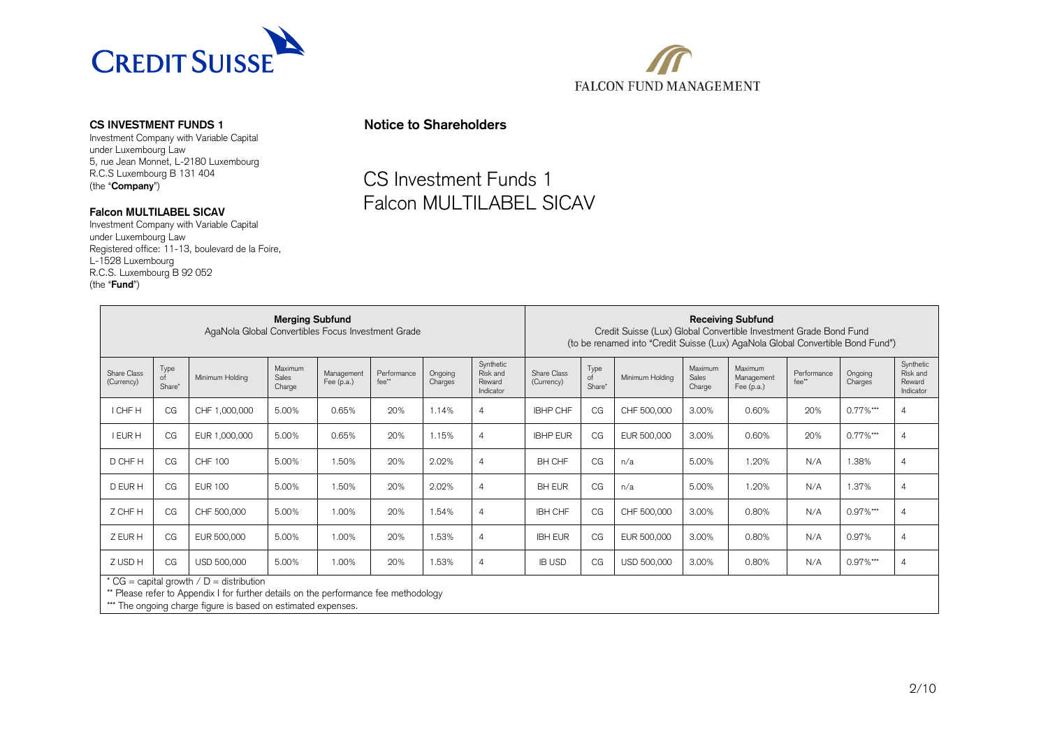**CS INVESTMENT FUNDS 1**
Investment Company with Variable Capital
under Luxembourg Law
5, rue Jean Monnet, L-2180 Luxembourg
R.C.S Luxembourg B 131 404
(the "**Company**")

**Falcon MULTILABEL SICAV**
Investment Company with Variable Capital
under Luxembourg Law
Registered office: 11-13, boulevard de la Foire,
L-1528 Luxembourg
R.C.S. Luxembourg B 92 052
(the "**Fund**")

**Notice to Shareholders**

# CS Investment Funds 1
# Falcon MULTILABEL SICAV

| **Merging Subfund** AgaNola Global Convertibles Focus Investment Grade | | | | | | | | **Receiving Subfund** Credit Suisse (Lux) Global Convertible Investment Grade Bond Fund (to be renamed into "Credit Suisse (Lux) AgaNola Global Convertible Bond Fund") | | | | | | | |
|---|---|---|---|---|---|---|---|---|---|---|---|---|---|---|---|
| Share Class (Currency) | Type of Share* | Minimum Holding | Maximum Sales Charge | Management Fee (p.a.) | Performance fee** | Ongoing Charges | Synthetic Risk and Reward Indicator | Share Class (Currency) | Type of Share* | Minimum Holding | Maximum Sales Charge | Maximum Management Fee (p.a.) | Performance fee** | Ongoing Charges | Synthetic Risk and Reward Indicator |
| I CHF H | CG | CHF 1,000,000 | 5.00% | 0.65% | 20% | 1.14% | 4 | IBHP CHF | CG | CHF 500,000 | 3.00% | 0.60% | 20% | 0.77%*** | 4 |
| I EUR H | CG | EUR 1,000,000 | 5.00% | 0.65% | 20% | 1.15% | 4 | IBHP EUR | CG | EUR 500,000 | 3.00% | 0.60% | 20% | 0.77%*** | 4 |
| D CHF H | CG | CHF 100 | 5.00% | 1.50% | 20% | 2.02% | 4 | BH CHF | CG | n/a | 5.00% | 1.20% | N/A | 1.38% | 4 |
| D EUR H | CG | EUR 100 | 5.00% | 1.50% | 20% | 2.02% | 4 | BH EUR | CG | n/a | 5.00% | 1.20% | N/A | 1.37% | 4 |
| Z CHF H | CG | CHF 500,000 | 5.00% | 1.00% | 20% | 1.54% | 4 | IBH CHF | CG | CHF 500,000 | 3.00% | 0.80% | N/A | 0.97%*** | 4 |
| Z EUR H | CG | EUR 500,000 | 5.00% | 1.00% | 20% | 1.53% | 4 | IBH EUR | CG | EUR 500,000 | 3.00% | 0.80% | N/A | 0.97% | 4 |
| Z USD H | CG | USD 500,000 | 5.00% | 1.00% | 20% | 1.53% | 4 | IB USD | CG | USD 500,000 | 3.00% | 0.80% | N/A | 0.97%*** | 4 |

\* CG = capital growth / D = distribution
\*\* Please refer to Appendix I for further details on the performance fee methodology
\*\*\* The ongoing charge figure is based on estimated expenses.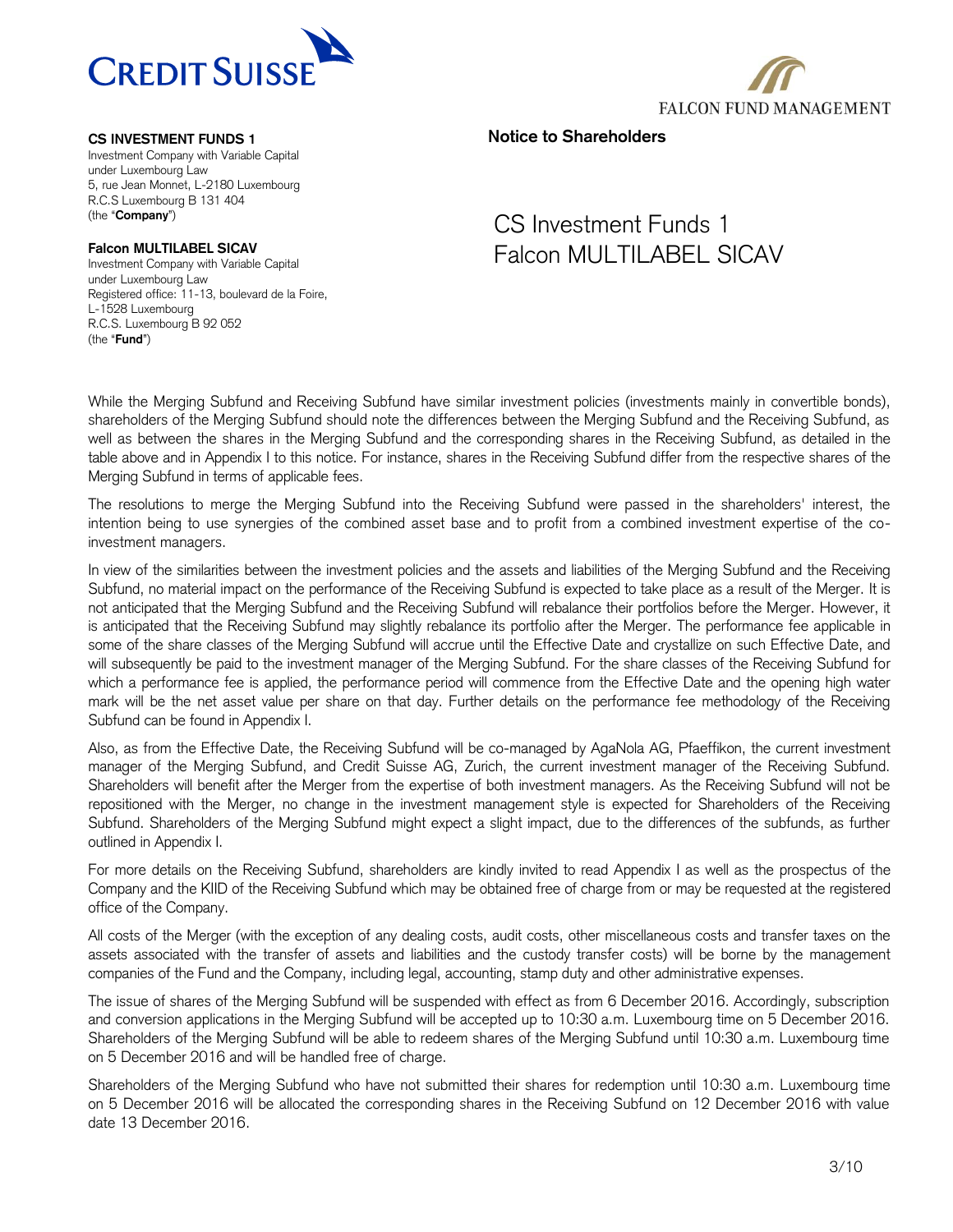**CS INVESTMENT FUNDS 1**
Investment Company with Variable Capital
under Luxembourg Law
5, rue Jean Monnet, L-2180 Luxembourg
R.C.S Luxembourg B 131 404
(the "**Company**")

**Falcon MULTILABEL SICAV**
Investment Company with Variable Capital
under Luxembourg Law
Registered office: 11-13, boulevard de la Foire,
L-1528 Luxembourg
R.C.S. Luxembourg B 92 052
(the "**Fund**")

**Notice to Shareholders**

# CS Investment Funds 1
# Falcon MULTILABEL SICAV

While the Merging Subfund and Receiving Subfund have similar investment policies (investments mainly in convertible bonds), shareholders of the Merging Subfund should note the differences between the Merging Subfund and the Receiving Subfund, as well as between the shares in the Merging Subfund and the corresponding shares in the Receiving Subfund, as detailed in the table above and in Appendix I to this notice. For instance, shares in the Receiving Subfund differ from the respective shares of the Merging Subfund in terms of applicable fees.

The resolutions to merge the Merging Subfund into the Receiving Subfund were passed in the shareholders' interest, the intention being to use synergies of the combined asset base and to profit from a combined investment expertise of the co-investment managers.

In view of the similarities between the investment policies and the assets and liabilities of the Merging Subfund and the Receiving Subfund, no material impact on the performance of the Receiving Subfund is expected to take place as a result of the Merger. It is not anticipated that the Merging Subfund and the Receiving Subfund will rebalance their portfolios before the Merger. However, it is anticipated that the Receiving Subfund may slightly rebalance its portfolio after the Merger. The performance fee applicable in some of the share classes of the Merging Subfund will accrue until the Effective Date and crystallize on such Effective Date, and will subsequently be paid to the investment manager of the Merging Subfund. For the share classes of the Receiving Subfund for which a performance fee is applied, the performance period will commence from the Effective Date and the opening high water mark will be the net asset value per share on that day. Further details on the performance fee methodology of the Receiving Subfund can be found in Appendix I.

Also, as from the Effective Date, the Receiving Subfund will be co-managed by AgaNola AG, Pfaeffikon, the current investment manager of the Merging Subfund, and Credit Suisse AG, Zurich, the current investment manager of the Receiving Subfund. Shareholders will benefit after the Merger from the expertise of both investment managers. As the Receiving Subfund will not be repositioned with the Merger, no change in the investment management style is expected for Shareholders of the Receiving Subfund. Shareholders of the Merging Subfund might expect a slight impact, due to the differences of the subfunds, as further outlined in Appendix I.

For more details on the Receiving Subfund, shareholders are kindly invited to read Appendix I as well as the prospectus of the Company and the KIID of the Receiving Subfund which may be obtained free of charge from or may be requested at the registered office of the Company.

All costs of the Merger (with the exception of any dealing costs, audit costs, other miscellaneous costs and transfer taxes on the assets associated with the transfer of assets and liabilities and the custody transfer costs) will be borne by the management companies of the Fund and the Company, including legal, accounting, stamp duty and other administrative expenses.

The issue of shares of the Merging Subfund will be suspended with effect as from 6 December 2016. Accordingly, subscription and conversion applications in the Merging Subfund will be accepted up to 10:30 a.m. Luxembourg time on 5 December 2016. Shareholders of the Merging Subfund will be able to redeem shares of the Merging Subfund until 10:30 a.m. Luxembourg time on 5 December 2016 and will be handled free of charge.

Shareholders of the Merging Subfund who have not submitted their shares for redemption until 10:30 a.m. Luxembourg time on 5 December 2016 will be allocated the corresponding shares in the Receiving Subfund on 12 December 2016 with value date 13 December 2016.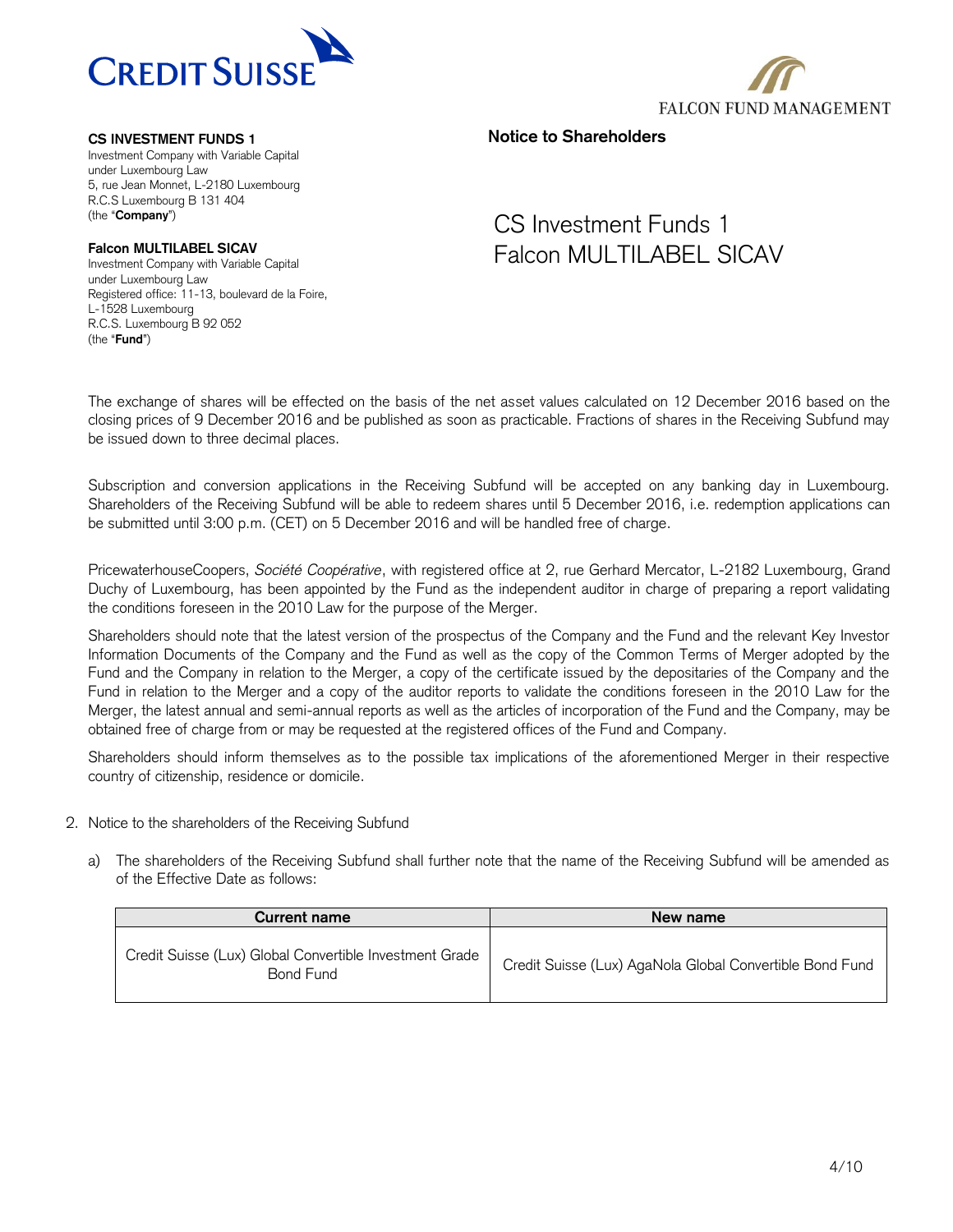**CS INVESTMENT FUNDS 1**
Investment Company with Variable Capital
under Luxembourg Law
5, rue Jean Monnet, L-2180 Luxembourg
R.C.S Luxembourg B 131 404
(the "**Company**")

**Falcon MULTILABEL SICAV**
Investment Company with Variable Capital
under Luxembourg Law
Registered office: 11-13, boulevard de la Foire,
L-1528 Luxembourg
R.C.S. Luxembourg B 92 052
(the "**Fund**")

**Notice to Shareholders**

# CS Investment Funds 1
# Falcon MULTILABEL SICAV

The exchange of shares will be effected on the basis of the net asset values calculated on 12 December 2016 based on the closing prices of 9 December 2016 and be published as soon as practicable. Fractions of shares in the Receiving Subfund may be issued down to three decimal places.

Subscription and conversion applications in the Receiving Subfund will be accepted on any banking day in Luxembourg. Shareholders of the Receiving Subfund will be able to redeem shares until 5 December 2016, i.e. redemption applications can be submitted until 3:00 p.m. (CET) on 5 December 2016 and will be handled free of charge.

PricewaterhouseCoopers, *Société Coopérative*, with registered office at 2, rue Gerhard Mercator, L-2182 Luxembourg, Grand Duchy of Luxembourg, has been appointed by the Fund as the independent auditor in charge of preparing a report validating the conditions foreseen in the 2010 Law for the purpose of the Merger.

Shareholders should note that the latest version of the prospectus of the Company and the Fund and the relevant Key Investor Information Documents of the Company and the Fund as well as the copy of the Common Terms of Merger adopted by the Fund and the Company in relation to the Merger, a copy of the certificate issued by the depositaries of the Company and the Fund in relation to the Merger and a copy of the auditor reports to validate the conditions foreseen in the 2010 Law for the Merger, the latest annual and semi-annual reports as well as the articles of incorporation of the Fund and the Company, may be obtained free of charge from or may be requested at the registered offices of the Fund and Company.

Shareholders should inform themselves as to the possible tax implications of the aforementioned Merger in their respective country of citizenship, residence or domicile.

2. Notice to the shareholders of the Receiving Subfund

   a) The shareholders of the Receiving Subfund shall further note that the name of the Receiving Subfund will be amended as of the Effective Date as follows:

| Current name | New name |
|---|---|
| Credit Suisse (Lux) Global Convertible Investment Grade Bond Fund | Credit Suisse (Lux) AgaNola Global Convertible Bond Fund |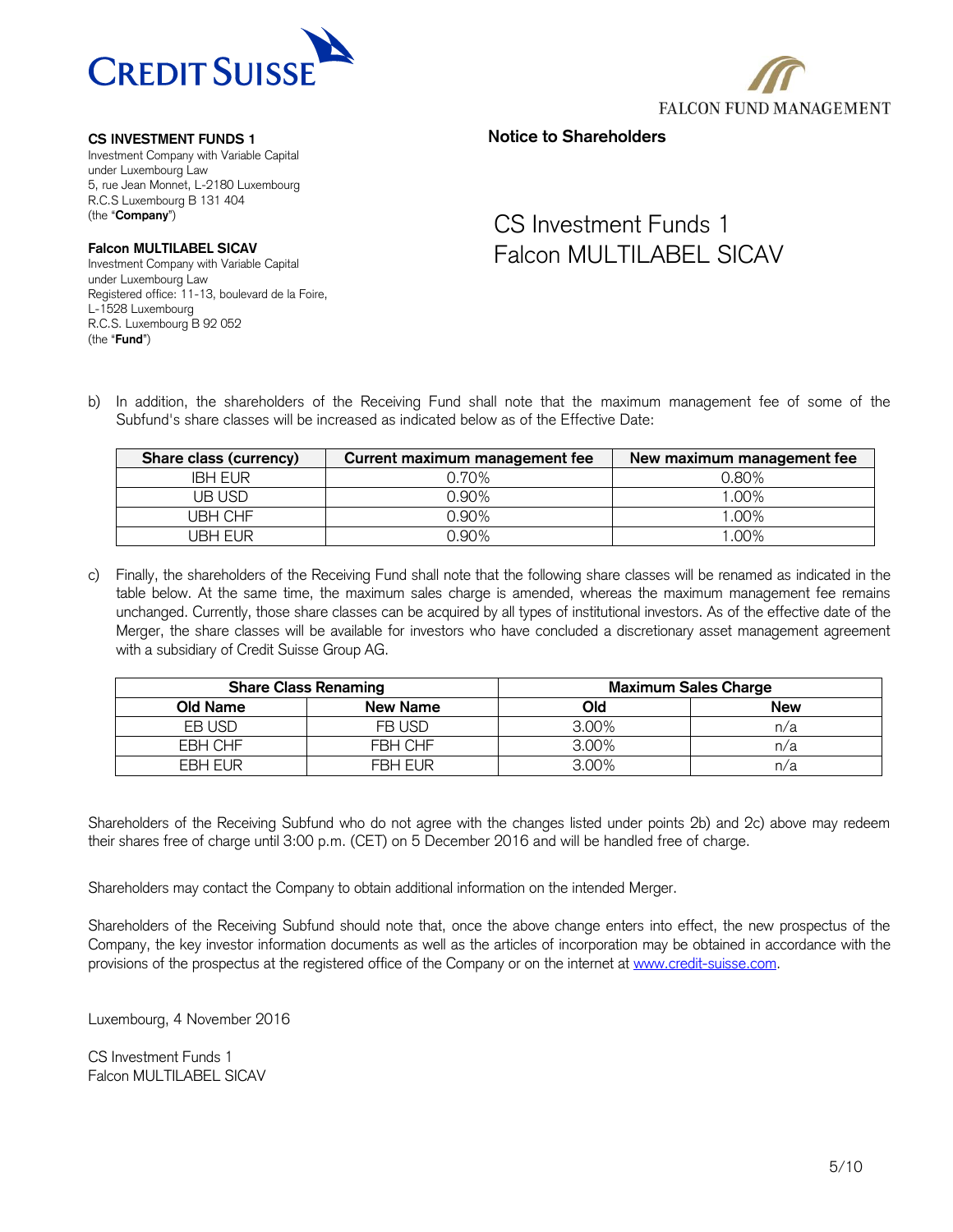**CS INVESTMENT FUNDS 1**
Investment Company with Variable Capital
under Luxembourg Law
5, rue Jean Monnet, L-2180 Luxembourg
R.C.S Luxembourg B 131 404
(the "**Company**")

**Falcon MULTILABEL SICAV**
Investment Company with Variable Capital
under Luxembourg Law
Registered office: 11-13, boulevard de la Foire,
L-1528 Luxembourg
R.C.S. Luxembourg B 92 052
(the "**Fund**")

**Notice to Shareholders**

CS Investment Funds 1
Falcon MULTILABEL SICAV

b) In addition, the shareholders of the Receiving Fund shall note that the maximum management fee of some of the Subfund's share classes will be increased as indicated below as of the Effective Date:

| Share class (currency) | Current maximum management fee | New maximum management fee |
|---|---|---|
| IBH EUR | 0.70% | 0.80% |
| UB USD | 0.90% | 1.00% |
| UBH CHF | 0.90% | 1.00% |
| UBH EUR | 0.90% | 1.00% |

c) Finally, the shareholders of the Receiving Fund shall note that the following share classes will be renamed as indicated in the table below. At the same time, the maximum sales charge is amended, whereas the maximum management fee remains unchanged. Currently, those share classes can be acquired by all types of institutional investors. As of the effective date of the Merger, the share classes will be available for investors who have concluded a discretionary asset management agreement with a subsidiary of Credit Suisse Group AG.

| Share Class Renaming | | Maximum Sales Charge | |
|---|---|---|---|
| **Old Name** | **New Name** | **Old** | **New** |
| EB USD | FB USD | 3.00% | n/a |
| EBH CHF | FBH CHF | 3.00% | n/a |
| EBH EUR | FBH EUR | 3.00% | n/a |

Shareholders of the Receiving Subfund who do not agree with the changes listed under points 2b) and 2c) above may redeem their shares free of charge until 3:00 p.m. (CET) on 5 December 2016 and will be handled free of charge.

Shareholders may contact the Company to obtain additional information on the intended Merger.

Shareholders of the Receiving Subfund should note that, once the above change enters into effect, the new prospectus of the Company, the key investor information documents as well as the articles of incorporation may be obtained in accordance with the provisions of the prospectus at the registered office of the Company or on the internet at www.credit-suisse.com.

Luxembourg, 4 November 2016

CS Investment Funds 1
Falcon MULTILABEL SICAV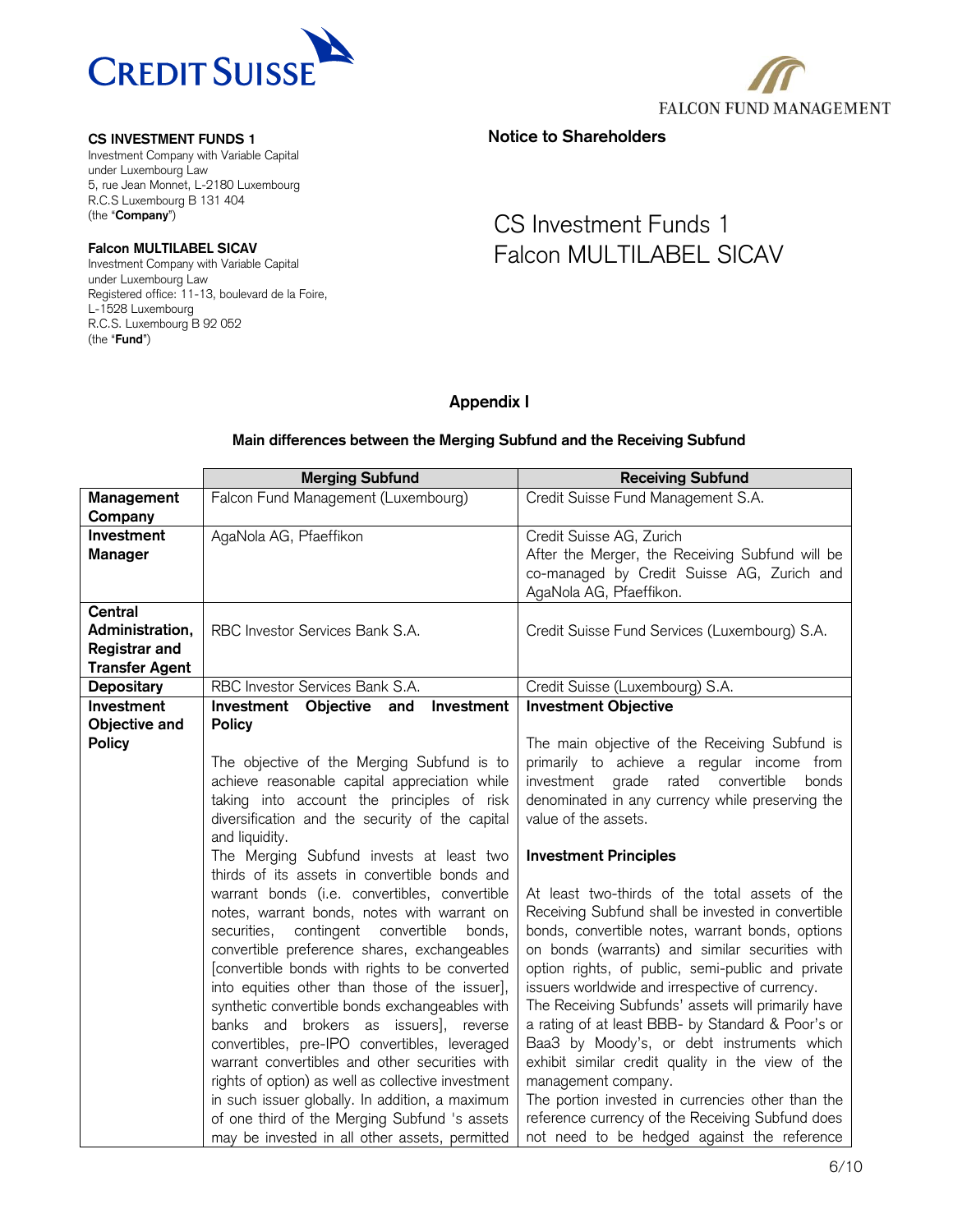**CS INVESTMENT FUNDS 1**
Investment Company with Variable Capital
under Luxembourg Law
5, rue Jean Monnet, L-2180 Luxembourg
R.C.S Luxembourg B 131 404
(the "**Company**")

**Falcon MULTILABEL SICAV**
Investment Company with Variable Capital
under Luxembourg Law
Registered office: 11-13, boulevard de la Foire,
L-1528 Luxembourg
R.C.S. Luxembourg B 92 052
(the "**Fund**")

**Notice to Shareholders**

CS Investment Funds 1
Falcon MULTILABEL SICAV

## Appendix I

### Main differences between the Merging Subfund and the Receiving Subfund

| | **Merging Subfund** | **Receiving Subfund** |
|---|---|---|
| **Management Company** | Falcon Fund Management (Luxembourg) | Credit Suisse Fund Management S.A. |
| **Investment Manager** | AgaNola AG, Pfaeffikon | Credit Suisse AG, Zurich<br>After the Merger, the Receiving Subfund will be co-managed by Credit Suisse AG, Zurich and AgaNola AG, Pfaeffikon. |
| **Central Administration, Registrar and Transfer Agent** | RBC Investor Services Bank S.A. | Credit Suisse Fund Services (Luxembourg) S.A. |
| **Depositary** | RBC Investor Services Bank S.A. | Credit Suisse (Luxembourg) S.A. |
| **Investment Objective and Policy** | **Investment Objective and Investment Policy**<br><br>The objective of the Merging Subfund is to achieve reasonable capital appreciation while taking into account the principles of risk diversification and the security of the capital and liquidity.<br>The Merging Subfund invests at least two thirds of its assets in convertible bonds and warrant bonds (i.e. convertibles, convertible notes, warrant bonds, notes with warrant on securities, contingent convertible bonds, convertible preference shares, exchangeables [convertible bonds with rights to be converted into equities other than those of the issuer], synthetic convertible bonds exchangeables with banks and brokers as issuers], reverse convertibles, pre-IPO convertibles, leveraged warrant convertibles and other securities with rights of option) as well as collective investment in such issuer globally. In addition, a maximum of one third of the Merging Subfund 's assets may be invested in all other assets, permitted | **Investment Objective**<br><br>The main objective of the Receiving Subfund is primarily to achieve a regular income from investment grade rated convertible bonds denominated in any currency while preserving the value of the assets.<br><br>**Investment Principles**<br><br>At least two-thirds of the total assets of the Receiving Subfund shall be invested in convertible bonds, convertible notes, warrant bonds, options on bonds (warrants) and similar securities with option rights, of public, semi-public and private issuers worldwide and irrespective of currency.<br>The Receiving Subfunds' assets will primarily have a rating of at least BBB- by Standard & Poor's or Baa3 by Moody's, or debt instruments which exhibit similar credit quality in the view of the management company.<br>The portion invested in currencies other than the reference currency of the Receiving Subfund does not need to be hedged against the reference |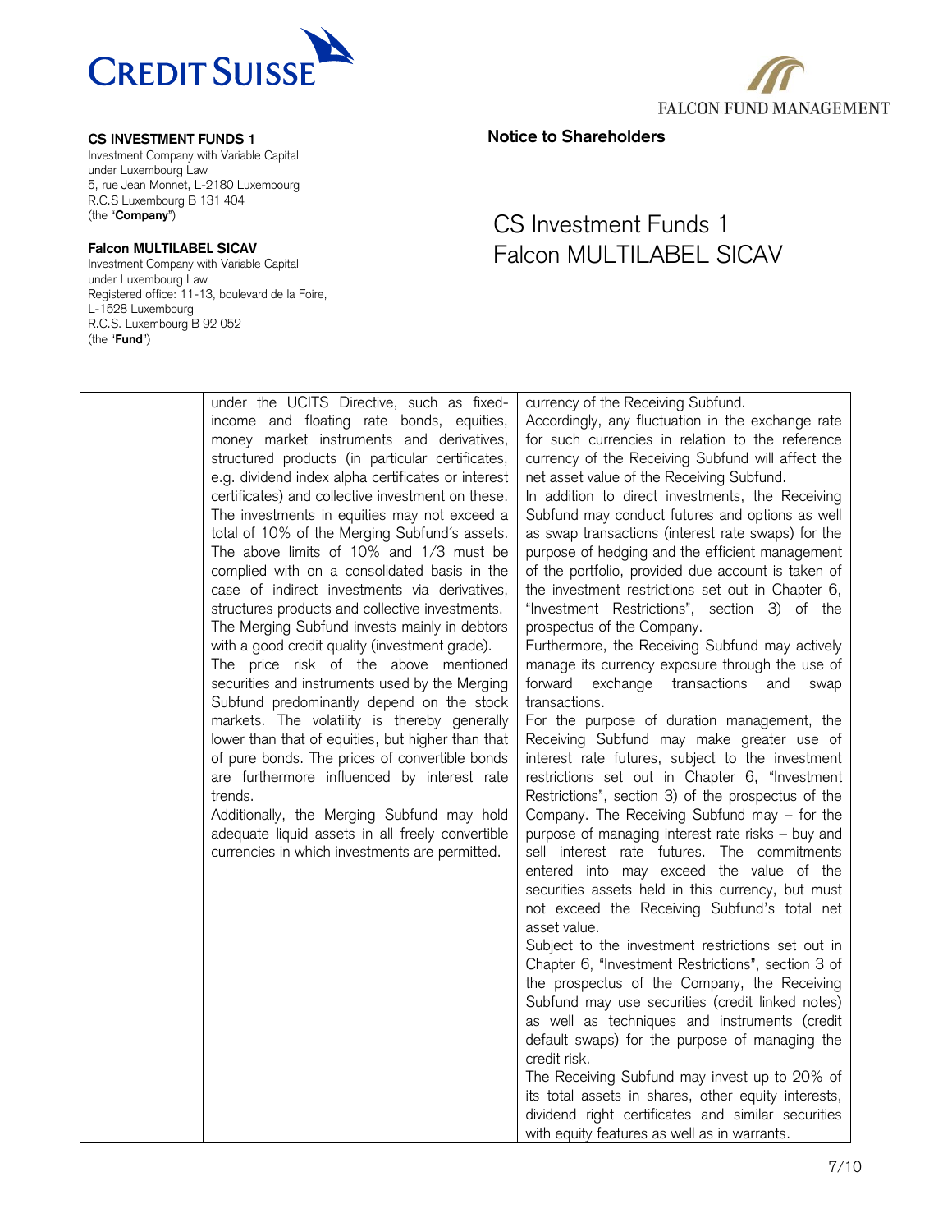**CS INVESTMENT FUNDS 1**
Investment Company with Variable Capital
under Luxembourg Law
5, rue Jean Monnet, L-2180 Luxembourg
R.C.S Luxembourg B 131 404
(the "**Company**")

**Falcon MULTILABEL SICAV**
Investment Company with Variable Capital
under Luxembourg Law
Registered office: 11-13, boulevard de la Foire,
L-1528 Luxembourg
R.C.S. Luxembourg B 92 052
(the "**Fund**")

**Notice to Shareholders**

# CS Investment Funds 1
# Falcon MULTILABEL SICAV

| | | |
|---|---|---|
| | under the UCITS Directive, such as fixed-income and floating rate bonds, equities, money market instruments and derivatives, structured products (in particular certificates, e.g. dividend index alpha certificates or interest certificates) and collective investment on these.<br>The investments in equities may not exceed a total of 10% of the Merging Subfund´s assets.<br>The above limits of 10% and 1/3 must be complied with on a consolidated basis in the case of indirect investments via derivatives, structures products and collective investments.<br>The Merging Subfund invests mainly in debtors with a good credit quality (investment grade).<br>The price risk of the above mentioned securities and instruments used by the Merging Subfund predominantly depend on the stock markets. The volatility is thereby generally lower than that of equities, but higher than that of pure bonds. The prices of convertible bonds are furthermore influenced by interest rate trends.<br>Additionally, the Merging Subfund may hold adequate liquid assets in all freely convertible currencies in which investments are permitted. | currency of the Receiving Subfund.<br>Accordingly, any fluctuation in the exchange rate for such currencies in relation to the reference currency of the Receiving Subfund will affect the net asset value of the Receiving Subfund.<br>In addition to direct investments, the Receiving Subfund may conduct futures and options as well as swap transactions (interest rate swaps) for the purpose of hedging and the efficient management of the portfolio, provided due account is taken of the investment restrictions set out in Chapter 6, "Investment Restrictions", section 3) of the prospectus of the Company.<br>Furthermore, the Receiving Subfund may actively manage its currency exposure through the use of forward exchange transactions and swap transactions.<br>For the purpose of duration management, the Receiving Subfund may make greater use of interest rate futures, subject to the investment restrictions set out in Chapter 6, "Investment Restrictions", section 3) of the prospectus of the Company. The Receiving Subfund may – for the purpose of managing interest rate risks – buy and sell interest rate futures. The commitments entered into may exceed the value of the securities assets held in this currency, but must not exceed the Receiving Subfund's total net asset value.<br>Subject to the investment restrictions set out in Chapter 6, "Investment Restrictions", section 3 of the prospectus of the Company, the Receiving Subfund may use securities (credit linked notes) as well as techniques and instruments (credit default swaps) for the purpose of managing the credit risk.<br>The Receiving Subfund may invest up to 20% of its total assets in shares, other equity interests, dividend right certificates and similar securities with equity features as well as in warrants. |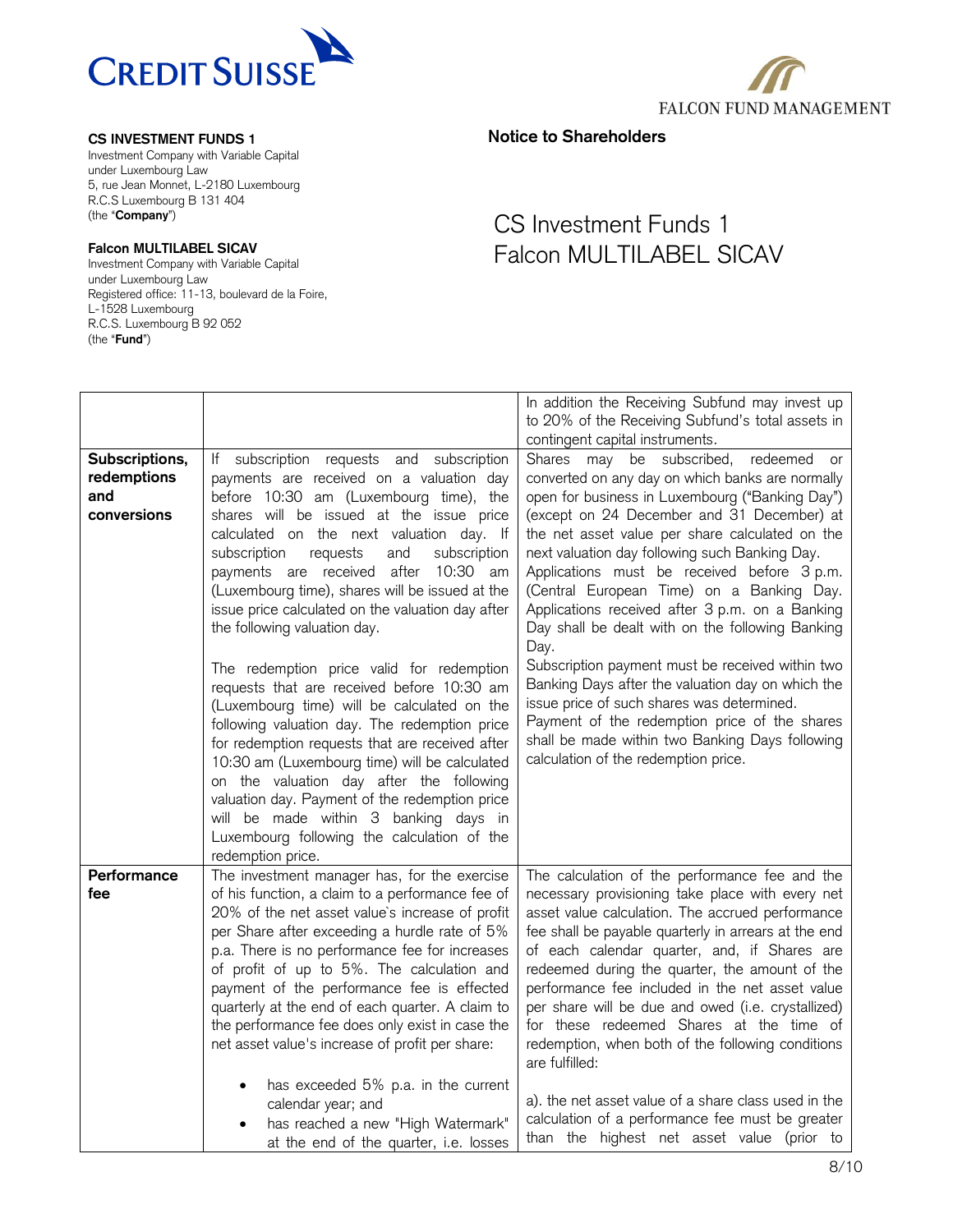**CS INVESTMENT FUNDS 1**
Investment Company with Variable Capital
under Luxembourg Law
5, rue Jean Monnet, L-2180 Luxembourg
R.C.S Luxembourg B 131 404
(the "**Company**")

**Falcon MULTILABEL SICAV**
Investment Company with Variable Capital
under Luxembourg Law
Registered office: 11-13, boulevard de la Foire,
L-1528 Luxembourg
R.C.S. Luxembourg B 92 052
(the "**Fund**")

**Notice to Shareholders**

# CS Investment Funds 1
# Falcon MULTILABEL SICAV

| | | |
|---|---|---|
| | | In addition the Receiving Subfund may invest up to 20% of the Receiving Subfund's total assets in contingent capital instruments. |
| **Subscriptions, redemptions and conversions** | If subscription requests and subscription payments are received on a valuation day before 10:30 am (Luxembourg time), the shares will be issued at the issue price calculated on the next valuation day. If subscription requests and subscription payments are received after 10:30 am (Luxembourg time), shares will be issued at the issue price calculated on the valuation day after the following valuation day.<br><br>The redemption price valid for redemption requests that are received before 10:30 am (Luxembourg time) will be calculated on the following valuation day. The redemption price for redemption requests that are received after 10:30 am (Luxembourg time) will be calculated on the valuation day after the following valuation day. Payment of the redemption price will be made within 3 banking days in Luxembourg following the calculation of the redemption price. | Shares may be subscribed, redeemed or converted on any day on which banks are normally open for business in Luxembourg ("Banking Day") (except on 24 December and 31 December) at the net asset value per share calculated on the next valuation day following such Banking Day. Applications must be received before 3 p.m. (Central European Time) on a Banking Day. Applications received after 3 p.m. on a Banking Day shall be dealt with on the following Banking Day.<br>Subscription payment must be received within two Banking Days after the valuation day on which the issue price of such shares was determined.<br>Payment of the redemption price of the shares shall be made within two Banking Days following calculation of the redemption price. |
| **Performance fee** | The investment manager has, for the exercise of his function, a claim to a performance fee of 20% of the net asset value`s increase of profit per Share after exceeding a hurdle rate of 5% p.a. There is no performance fee for increases of profit of up to 5%. The calculation and payment of the performance fee is effected quarterly at the end of each quarter. A claim to the performance fee does only exist in case the net asset value's increase of profit per share:<br><br>• has exceeded 5% p.a. in the current calendar year; and<br>• has reached a new "High Watermark" at the end of the quarter, i.e. losses | The calculation of the performance fee and the necessary provisioning take place with every net asset value calculation. The accrued performance fee shall be payable quarterly in arrears at the end of each calendar quarter, and, if Shares are redeemed during the quarter, the amount of the performance fee included in the net asset value per share will be due and owed (i.e. crystallized) for these redeemed Shares at the time of redemption, when both of the following conditions are fulfilled:<br><br>a). the net asset value of a share class used in the calculation of a performance fee must be greater than the highest net asset value (prior to |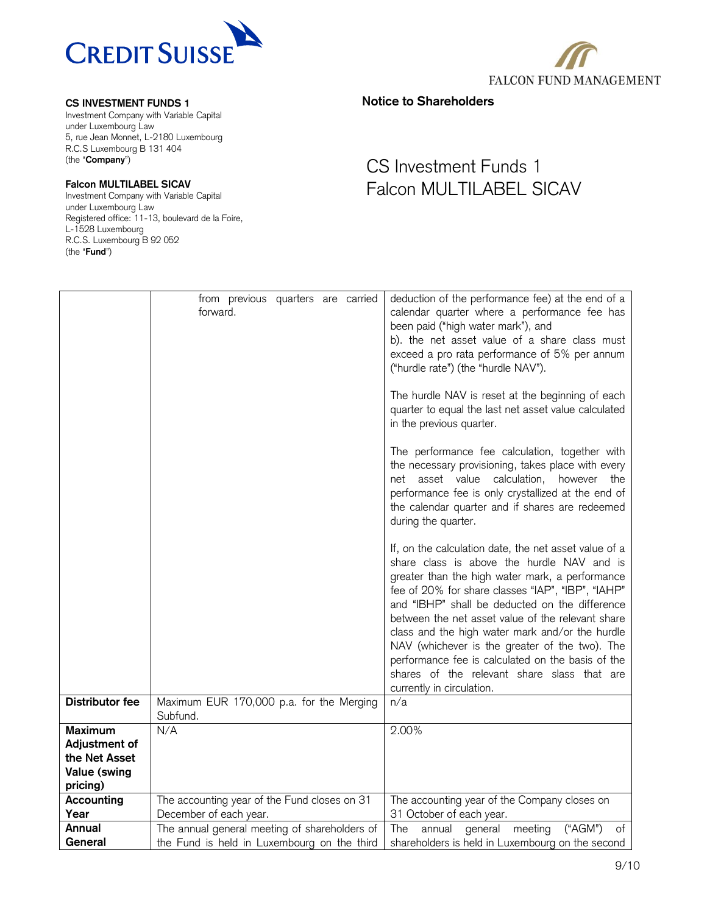**CS INVESTMENT FUNDS 1**
Investment Company with Variable Capital
under Luxembourg Law
5, rue Jean Monnet, L-2180 Luxembourg
R.C.S Luxembourg B 131 404
(the "**Company**")

**Falcon MULTILABEL SICAV**
Investment Company with Variable Capital
under Luxembourg Law
Registered office: 11-13, boulevard de la Foire,
L-1528 Luxembourg
R.C.S. Luxembourg B 92 052
(the "**Fund**")

**Notice to Shareholders**

CS Investment Funds 1
Falcon MULTILABEL SICAV

| | | |
|---|---|---|
| | from previous quarters are carried forward. | deduction of the performance fee) at the end of a calendar quarter where a performance fee has been paid ("high water mark"), and<br>b). the net asset value of a share class must exceed a pro rata performance of 5% per annum ("hurdle rate") (the "hurdle NAV").<br><br>The hurdle NAV is reset at the beginning of each quarter to equal the last net asset value calculated in the previous quarter.<br><br>The performance fee calculation, together with the necessary provisioning, takes place with every net asset value calculation, however the performance fee is only crystallized at the end of the calendar quarter and if shares are redeemed during the quarter.<br><br>If, on the calculation date, the net asset value of a share class is above the hurdle NAV and is greater than the high water mark, a performance fee of 20% for share classes "IAP", "IBP", "IAHP" and "IBHP" shall be deducted on the difference between the net asset value of the relevant share class and the high water mark and/or the hurdle NAV (whichever is the greater of the two). The performance fee is calculated on the basis of the shares of the relevant share slass that are currently in circulation. |
| **Distributor fee** | Maximum EUR 170,000 p.a. for the Merging Subfund. | n/a |
| **Maximum Adjustment of the Net Asset Value (swing pricing)** | N/A | 2.00% |
| **Accounting Year** | The accounting year of the Fund closes on 31 December of each year. | The accounting year of the Company closes on 31 October of each year. |
| **Annual General** | The annual general meeting of shareholders of the Fund is held in Luxembourg on the third | The annual general meeting ("AGM") of shareholders is held in Luxembourg on the second |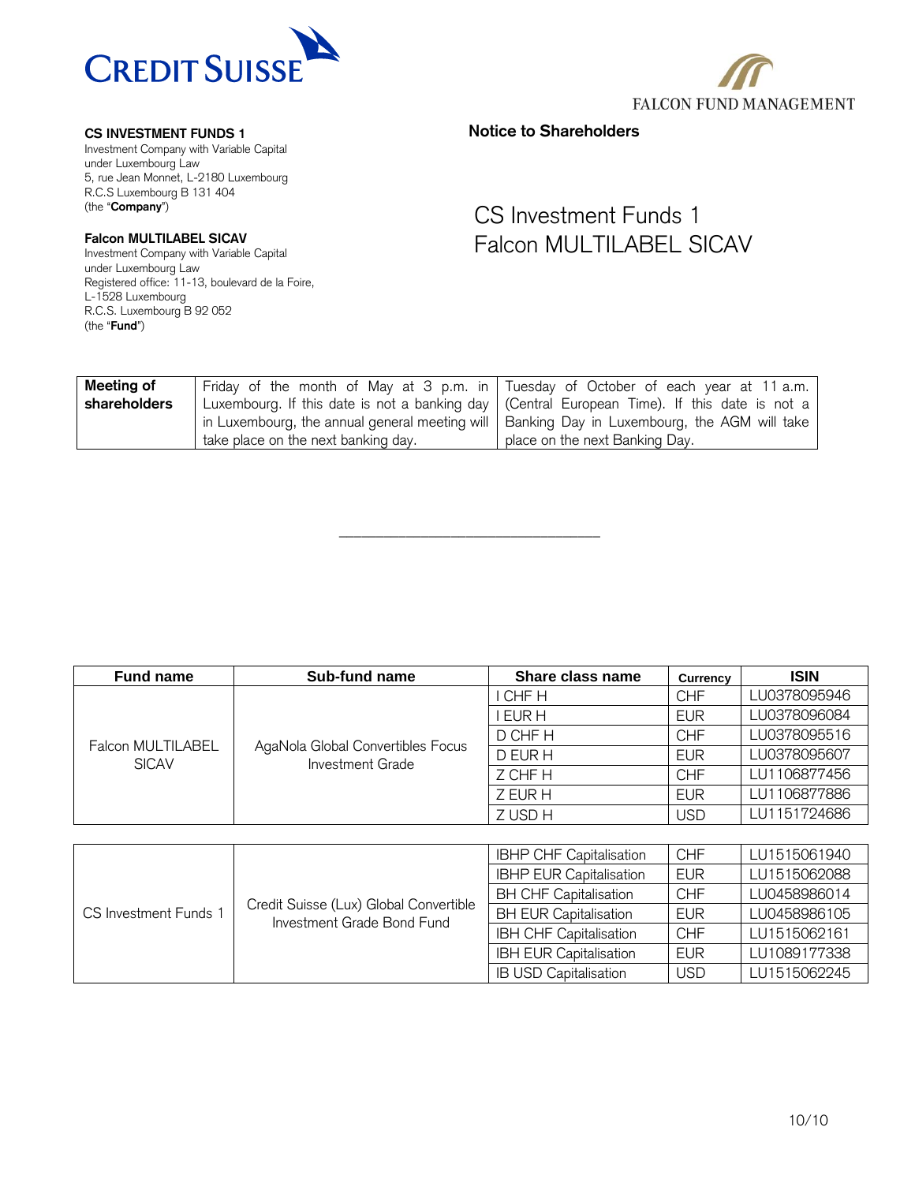**CS INVESTMENT FUNDS 1**
Investment Company with Variable Capital
under Luxembourg Law
5, rue Jean Monnet, L-2180 Luxembourg
R.C.S Luxembourg B 131 404
(the "**Company**")

**Falcon MULTILABEL SICAV**
Investment Company with Variable Capital
under Luxembourg Law
Registered office: 11-13, boulevard de la Foire,
L-1528 Luxembourg
R.C.S. Luxembourg B 92 052
(the "**Fund**")

**Notice to Shareholders**

# CS Investment Funds 1
# Falcon MULTILABEL SICAV

| | | |
|---|---|---|
| **Meeting of shareholders** | Friday of the month of May at 3 p.m. in Luxembourg. If this date is not a banking day in Luxembourg, the annual general meeting will take place on the next banking day. | Tuesday of October of each year at 11 a.m. (Central European Time). If this date is not a Banking Day in Luxembourg, the AGM will take place on the next Banking Day. |

______________________________

| Fund name | Sub-fund name | Share class name | Currency | ISIN |
|---|---|---|---|---|
| Falcon MULTILABEL SICAV | AgaNola Global Convertibles Focus Investment Grade | I CHF H | CHF | LU0378095946 |
| | | I EUR H | EUR | LU0378096084 |
| | | D CHF H | CHF | LU0378095516 |
| | | D EUR H | EUR | LU0378095607 |
| | | Z CHF H | CHF | LU1106877456 |
| | | Z EUR H | EUR | LU1106877886 |
| | | Z USD H | USD | LU1151724686 |

| | | | | |
|---|---|---|---|---|
| CS Investment Funds 1 | Credit Suisse (Lux) Global Convertible Investment Grade Bond Fund | IBHP CHF Capitalisation | CHF | LU1515061940 |
| | | IBHP EUR Capitalisation | EUR | LU1515062088 |
| | | BH CHF Capitalisation | CHF | LU0458986014 |
| | | BH EUR Capitalisation | EUR | LU0458986105 |
| | | IBH CHF Capitalisation | CHF | LU1515062161 |
| | | IBH EUR Capitalisation | EUR | LU1089177338 |
| | | IB USD Capitalisation | USD | LU1515062245 |